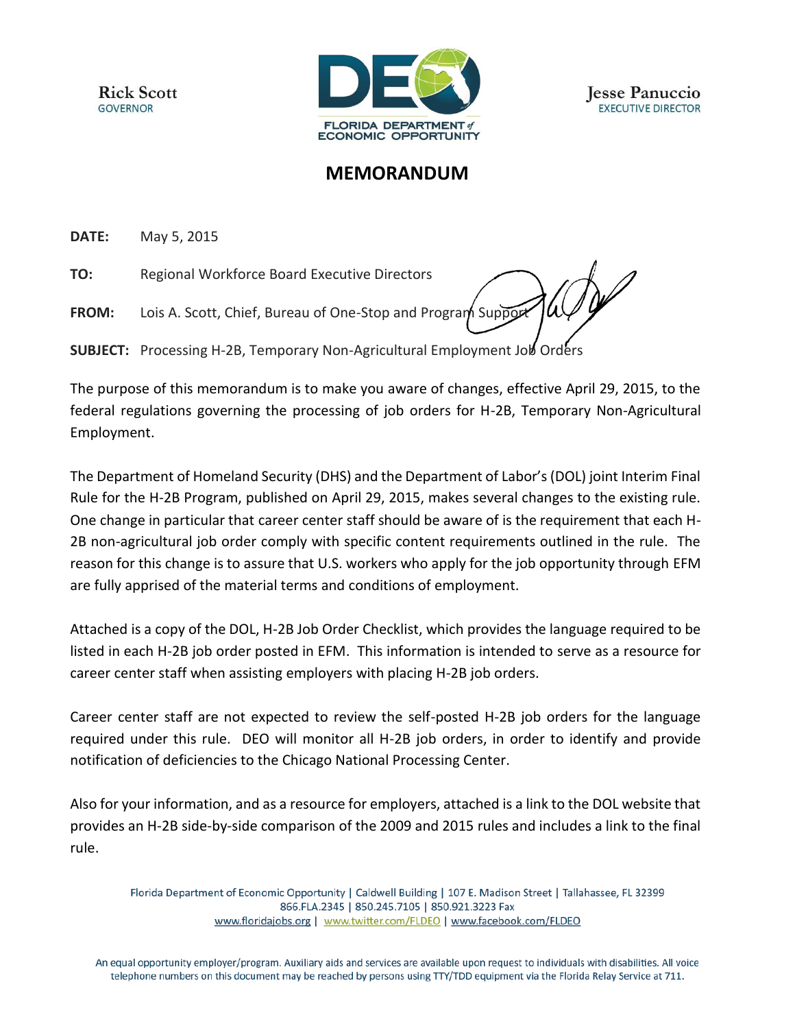Rick Scott
GOVERNOR

FLORIDA DEPARTMENT of ECONOMIC OPPORTUNITY

Jesse Panuccio
EXECUTIVE DIRECTOR

# MEMORANDUM

**DATE:** May 5, 2015

**TO:** Regional Workforce Board Executive Directors

**FROM:** Lois A. Scott, Chief, Bureau of One-Stop and Program Support

**SUBJECT:** Processing H-2B, Temporary Non-Agricultural Employment Job Orders

The purpose of this memorandum is to make you aware of changes, effective April 29, 2015, to the federal regulations governing the processing of job orders for H-2B, Temporary Non-Agricultural Employment.

The Department of Homeland Security (DHS) and the Department of Labor's (DOL) joint Interim Final Rule for the H-2B Program, published on April 29, 2015, makes several changes to the existing rule. One change in particular that career center staff should be aware of is the requirement that each H-2B non-agricultural job order comply with specific content requirements outlined in the rule. The reason for this change is to assure that U.S. workers who apply for the job opportunity through EFM are fully apprised of the material terms and conditions of employment.

Attached is a copy of the DOL, H-2B Job Order Checklist, which provides the language required to be listed in each H-2B job order posted in EFM. This information is intended to serve as a resource for career center staff when assisting employers with placing H-2B job orders.

Career center staff are not expected to review the self-posted H-2B job orders for the language required under this rule. DEO will monitor all H-2B job orders, in order to identify and provide notification of deficiencies to the Chicago National Processing Center.

Also for your information, and as a resource for employers, attached is a link to the DOL website that provides an H-2B side-by-side comparison of the 2009 and 2015 rules and includes a link to the final rule.

Florida Department of Economic Opportunity | Caldwell Building | 107 E. Madison Street | Tallahassee, FL 32399
866.FLA.2345 | 850.245.7105 | 850.921.3223 Fax
www.floridajobs.org | www.twitter.com/FLDEO | www.facebook.com/FLDEO

An equal opportunity employer/program. Auxiliary aids and services are available upon request to individuals with disabilities. All voice telephone numbers on this document may be reached by persons using TTY/TDD equipment via the Florida Relay Service at 711.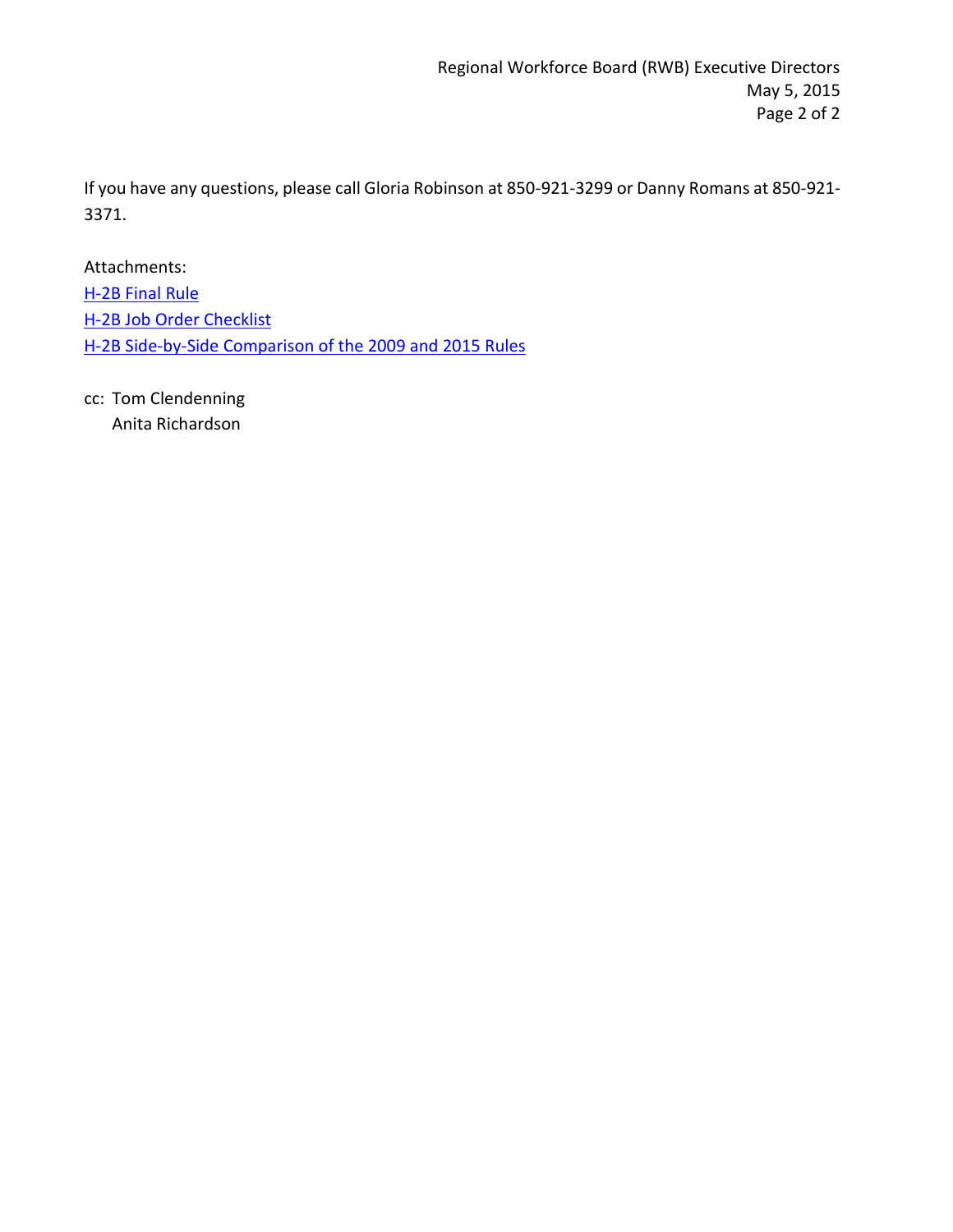If you have any questions, please call Gloria Robinson at 850-921-3299 or Danny Romans at 850-921-3371.

Attachments:
H-2B Final Rule
H-2B Job Order Checklist
H-2B Side-by-Side Comparison of the 2009 and 2015 Rules

cc: Tom Clendenning
Anita Richardson